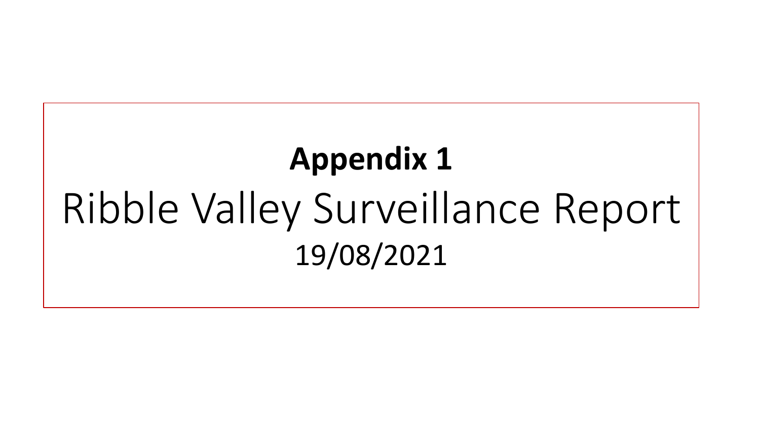# Appendix 1

# Ribble Valley Surveillance Report

19/08/2021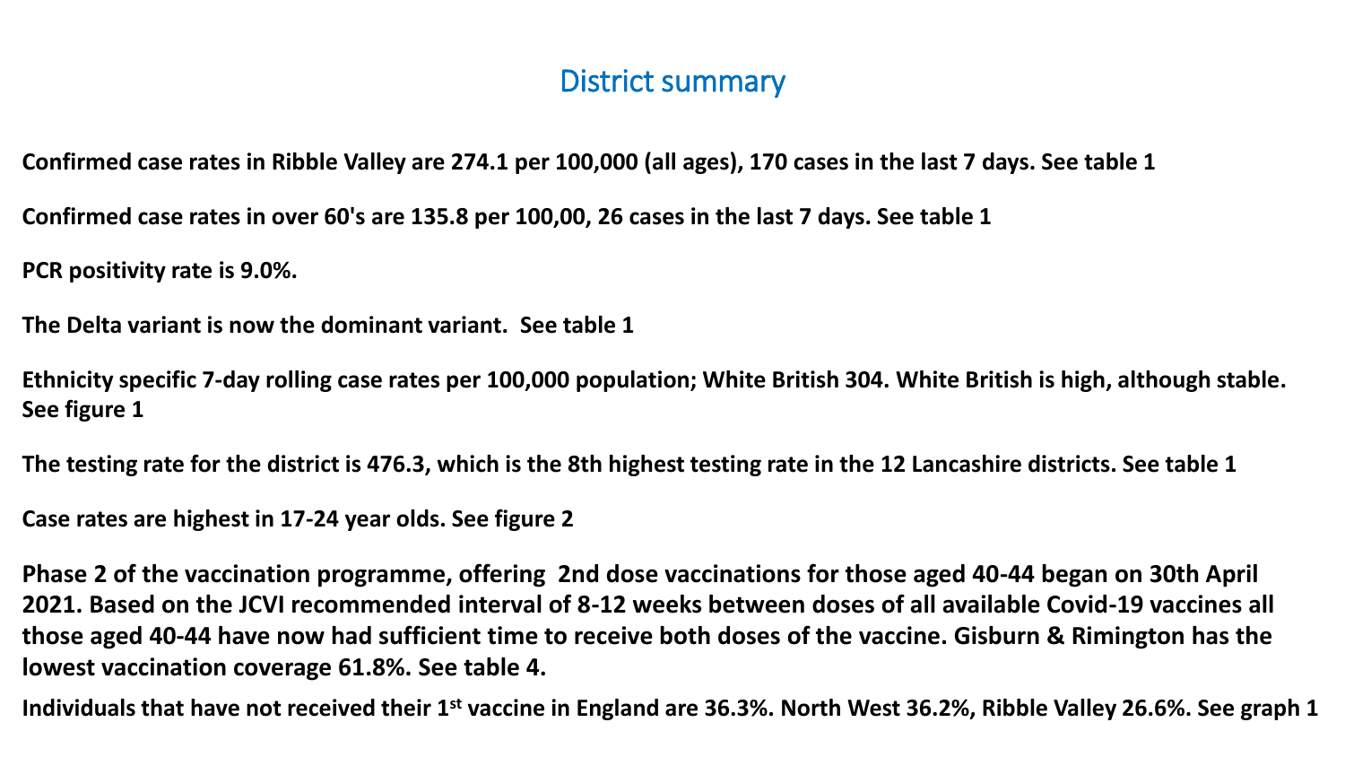# District summary

**Confirmed case rates in Ribble Valley are 274.1 per 100,000 (all ages), 170 cases in the last 7 days. See table 1**

**Confirmed case rates in over 60's are 135.8 per 100,00, 26 cases in the last 7 days. See table 1**

**PCR positivity rate is 9.0%.**

**The Delta variant is now the dominant variant.  See table 1**

**Ethnicity specific 7-day rolling case rates per 100,000 population; White British 304. White British is high, although stable. See figure 1**

**The testing rate for the district is 476.3, which is the 8th highest testing rate in the 12 Lancashire districts. See table 1**

**Case rates are highest in 17-24 year olds. See figure 2**

**Phase 2 of the vaccination programme, offering  2nd dose vaccinations for those aged 40-44 began on 30th April 2021. Based on the JCVI recommended interval of 8-12 weeks between doses of all available Covid-19 vaccines all those aged 40-44 have now had sufficient time to receive both doses of the vaccine. Gisburn & Rimington has the lowest vaccination coverage 61.8%. See table 4.**

**Individuals that have not received their 1st vaccine in England are 36.3%. North West 36.2%, Ribble Valley 26.6%. See graph 1**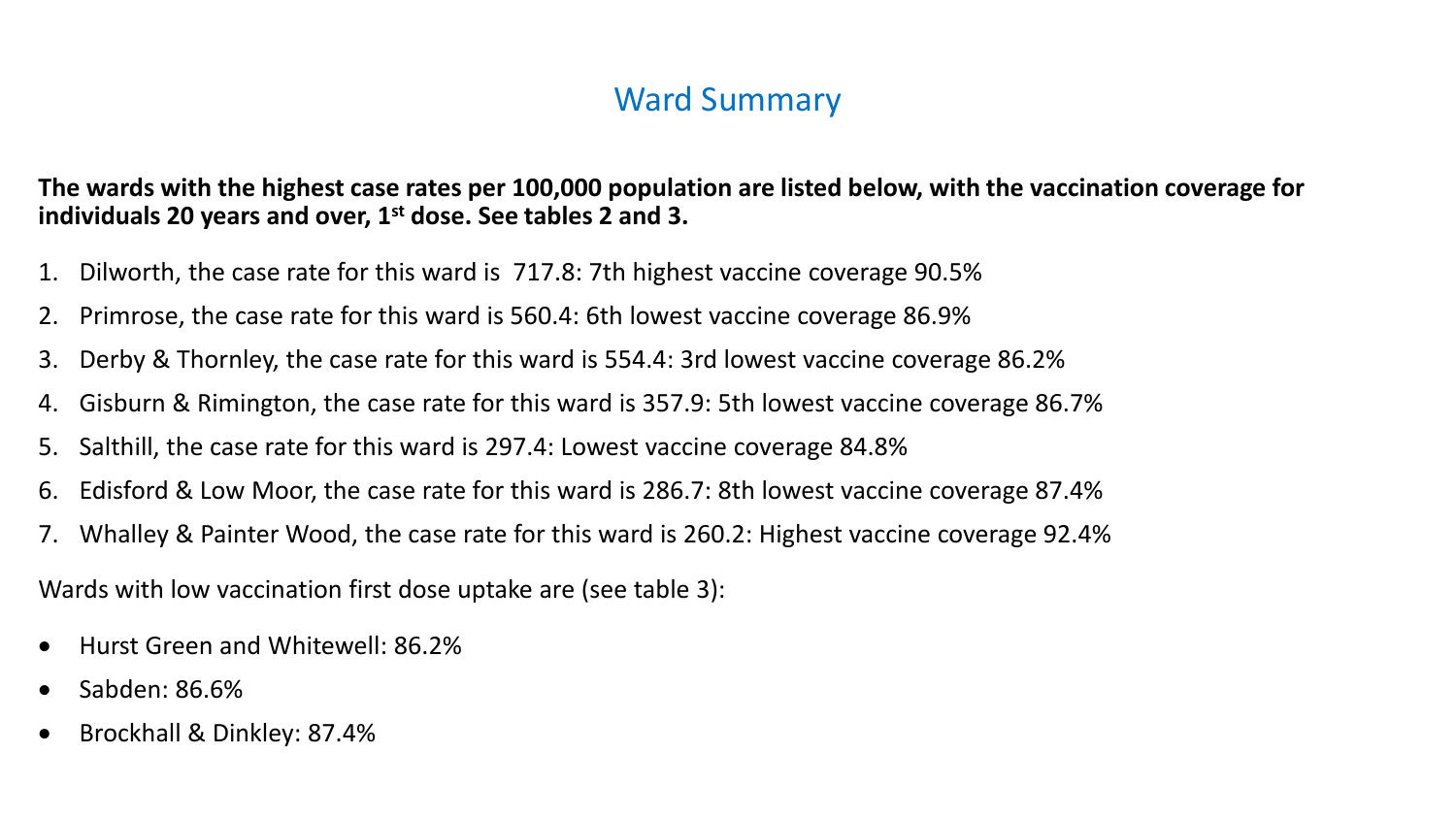# Ward Summary

**The wards with the highest case rates per 100,000 population are listed below, with the vaccination coverage for individuals 20 years and over, 1st dose. See tables 2 and 3.**

1. Dilworth, the case rate for this ward is 717.8: 7th highest vaccine coverage 90.5%
2. Primrose, the case rate for this ward is 560.4: 6th lowest vaccine coverage 86.9%
3. Derby & Thornley, the case rate for this ward is 554.4: 3rd lowest vaccine coverage 86.2%
4. Gisburn & Rimington, the case rate for this ward is 357.9: 5th lowest vaccine coverage 86.7%
5. Salthill, the case rate for this ward is 297.4: Lowest vaccine coverage 84.8%
6. Edisford & Low Moor, the case rate for this ward is 286.7: 8th lowest vaccine coverage 87.4%
7. Whalley & Painter Wood, the case rate for this ward is 260.2: Highest vaccine coverage 92.4%

Wards with low vaccination first dose uptake are (see table 3):

- Hurst Green and Whitewell: 86.2%
- Sabden: 86.6%
- Brockhall & Dinkley: 87.4%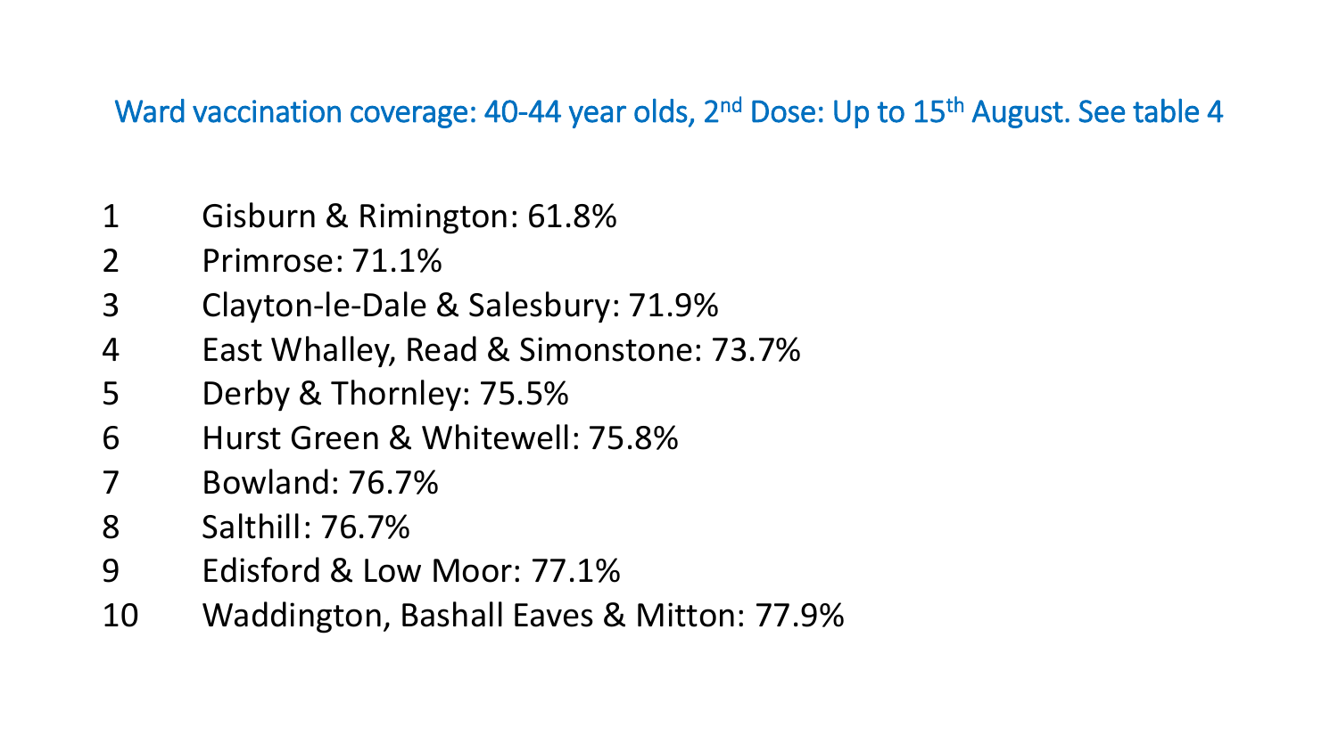## Ward vaccination coverage: 40-44 year olds, 2nd Dose: Up to 15th August. See table 4

1. Gisburn & Rimington: 61.8%
2. Primrose: 71.1%
3. Clayton-le-Dale & Salesbury: 71.9%
4. East Whalley, Read & Simonstone: 73.7%
5. Derby & Thornley: 75.5%
6. Hurst Green & Whitewell: 75.8%
7. Bowland: 76.7%
8. Salthill: 76.7%
9. Edisford & Low Moor: 77.1%
10. Waddington, Bashall Eaves & Mitton: 77.9%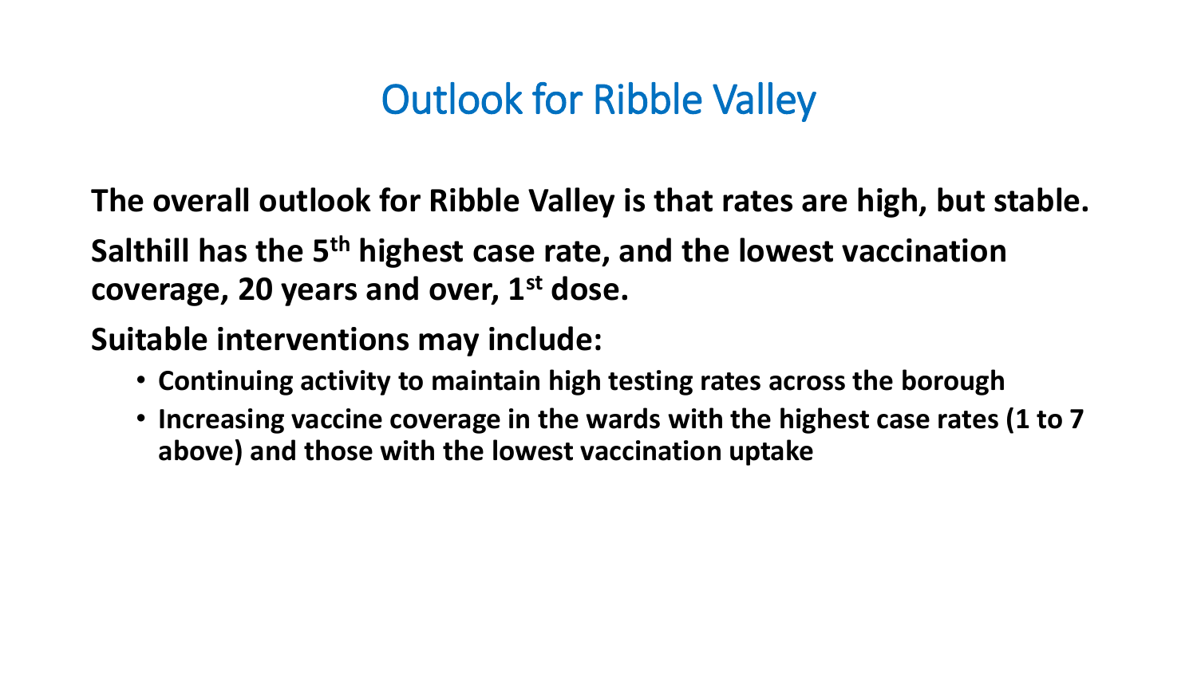# Outlook for Ribble Valley

**The overall outlook for Ribble Valley is that rates are high, but stable.**

**Salthill has the 5th highest case rate, and the lowest vaccination coverage, 20 years and over, 1st dose.**

**Suitable interventions may include:**

- **Continuing activity to maintain high testing rates across the borough**
- **Increasing vaccine coverage in the wards with the highest case rates (1 to 7 above) and those with the lowest vaccination uptake**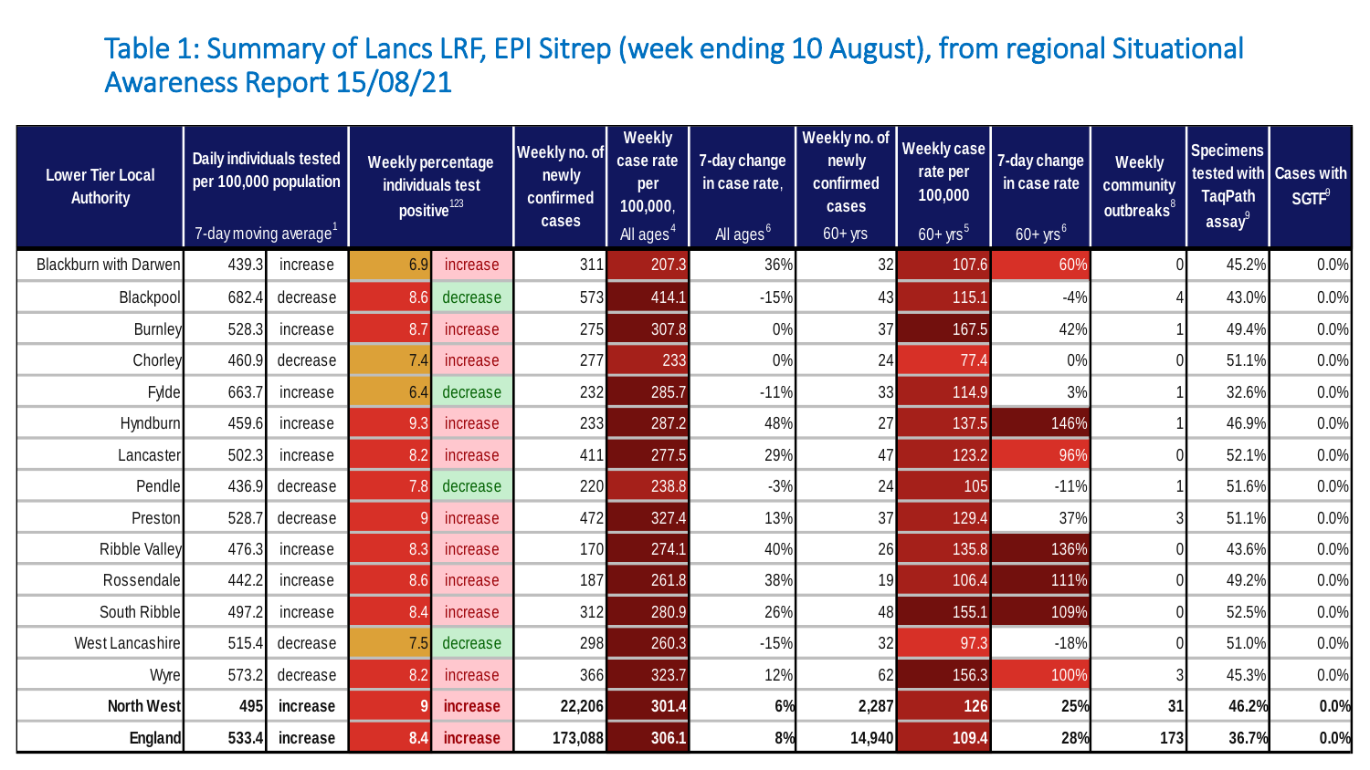# Table 1: Summary of Lancs LRF, EPI Sitrep (week ending 10 August), from regional Situational Awareness Report 15/08/21

| Lower Tier Local Authority | Daily individuals tested per 100,000 population 7-day moving average[1] | | Weekly percentage individuals test positive[123] | | Weekly no. of newly confirmed cases | Weekly case rate per 100,000, All ages[4] | 7-day change in case rate, All ages[6] | Weekly no. of newly confirmed cases 60+ yrs | Weekly case rate per 100,000 60+ yrs[5] | 7-day change in case rate 60+ yrs[6] | Weekly community outbreaks[8] | Specimens tested with TaqPath assay[9] | Cases with SGTF[9] |
|---|---|---|---|---|---|---|---|---|---|---|---|---|---|
| Blackburn with Darwen | 439.3 | increase | 6.9 | increase | 311 | 207.3 | 36% | 32 | 107.6 | 60% | 0 | 45.2% | 0.0% |
| Blackpool | 682.4 | decrease | 8.6 | decrease | 573 | 414.1 | -15% | 43 | 115.1 | -4% | 4 | 43.0% | 0.0% |
| Burnley | 528.3 | increase | 8.7 | increase | 275 | 307.8 | 0% | 37 | 167.5 | 42% | 1 | 49.4% | 0.0% |
| Chorley | 460.9 | decrease | 7.4 | increase | 277 | 233 | 0% | 24 | 77.4 | 0% | 0 | 51.1% | 0.0% |
| Fylde | 663.7 | increase | 6.4 | decrease | 232 | 285.7 | -11% | 33 | 114.9 | 3% | 1 | 32.6% | 0.0% |
| Hyndburn | 459.6 | increase | 9.3 | increase | 233 | 287.2 | 48% | 27 | 137.5 | 146% | 1 | 46.9% | 0.0% |
| Lancaster | 502.3 | increase | 8.2 | increase | 411 | 277.5 | 29% | 47 | 123.2 | 96% | 0 | 52.1% | 0.0% |
| Pendle | 436.9 | decrease | 7.8 | decrease | 220 | 238.8 | -3% | 24 | 105 | -11% | 1 | 51.6% | 0.0% |
| Preston | 528.7 | decrease | 9 | increase | 472 | 327.4 | 13% | 37 | 129.4 | 37% | 3 | 51.1% | 0.0% |
| Ribble Valley | 476.3 | increase | 8.3 | increase | 170 | 274.1 | 40% | 26 | 135.8 | 136% | 0 | 43.6% | 0.0% |
| Rossendale | 442.2 | increase | 8.6 | increase | 187 | 261.8 | 38% | 19 | 106.4 | 111% | 0 | 49.2% | 0.0% |
| South Ribble | 497.2 | increase | 8.4 | increase | 312 | 280.9 | 26% | 48 | 155.1 | 109% | 0 | 52.5% | 0.0% |
| West Lancashire | 515.4 | decrease | 7.5 | decrease | 298 | 260.3 | -15% | 32 | 97.3 | -18% | 0 | 51.0% | 0.0% |
| Wyre | 573.2 | decrease | 8.2 | increase | 366 | 323.7 | 12% | 62 | 156.3 | 100% | 3 | 45.3% | 0.0% |
| **North West** | **495** | **increase** | **9** | **increase** | **22,206** | **301.4** | **6%** | **2,287** | **126** | **25%** | **31** | **46.2%** | **0.0%** |
| **England** | **533.4** | **increase** | **8.4** | **increase** | **173,088** | **306.1** | **8%** | **14,940** | **109.4** | **28%** | **173** | **36.7%** | **0.0%** |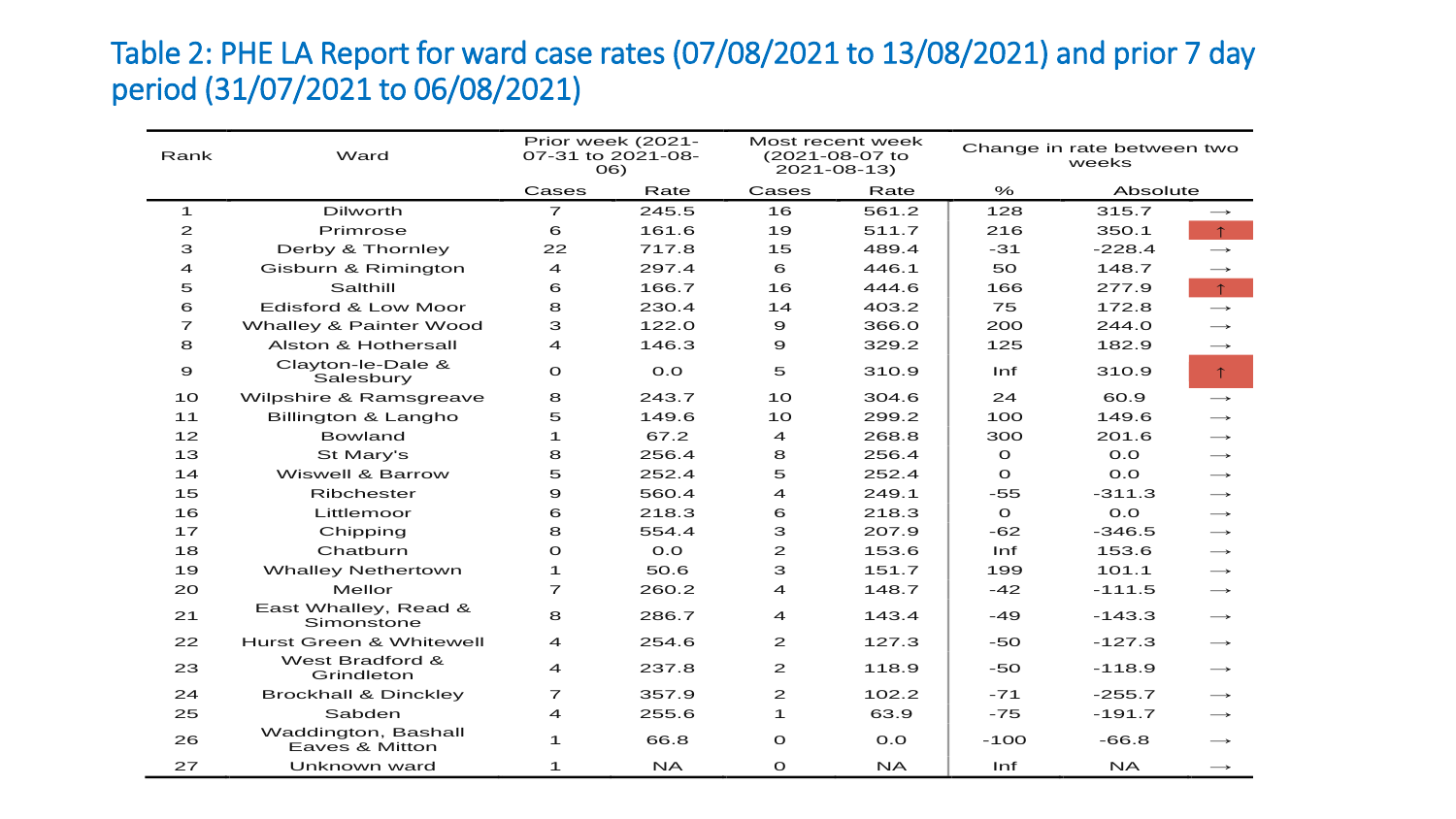## Table 2: PHE LA Report for ward case rates (07/08/2021 to 13/08/2021) and prior 7 day period (31/07/2021 to 06/08/2021)

| Rank | Ward | Prior week (2021-07-31 to 2021-08-06) | | Most recent week (2021-08-07 to 2021-08-13) | | Change in rate between two weeks | | |
|---|---|---|---|---|---|---|---|---|
| | | Cases | Rate | Cases | Rate | % | Absolute | |
| 1 | Dilworth | 7 | 245.5 | 16 | 561.2 | 128 | 315.7 | → |
| 2 | Primrose | 6 | 161.6 | 19 | 511.7 | 216 | 350.1 | ↑ |
| 3 | Derby & Thornley | 22 | 717.8 | 15 | 489.4 | -31 | -228.4 | → |
| 4 | Gisburn & Rimington | 4 | 297.4 | 6 | 446.1 | 50 | 148.7 | → |
| 5 | Salthill | 6 | 166.7 | 16 | 444.6 | 166 | 277.9 | ↑ |
| 6 | Edisford & Low Moor | 8 | 230.4 | 14 | 403.2 | 75 | 172.8 | → |
| 7 | Whalley & Painter Wood | 3 | 122.0 | 9 | 366.0 | 200 | 244.0 | → |
| 8 | Alston & Hothersall | 4 | 146.3 | 9 | 329.2 | 125 | 182.9 | → |
| 9 | Clayton-le-Dale & Salesbury | 0 | 0.0 | 5 | 310.9 | Inf | 310.9 | ↑ |
| 10 | Wilpshire & Ramsgreave | 8 | 243.7 | 10 | 304.6 | 24 | 60.9 | → |
| 11 | Billington & Langho | 5 | 149.6 | 10 | 299.2 | 100 | 149.6 | → |
| 12 | Bowland | 1 | 67.2 | 4 | 268.8 | 300 | 201.6 | → |
| 13 | St Mary's | 8 | 256.4 | 8 | 256.4 | 0 | 0.0 | → |
| 14 | Wiswell & Barrow | 5 | 252.4 | 5 | 252.4 | 0 | 0.0 | → |
| 15 | Ribchester | 9 | 560.4 | 4 | 249.1 | -55 | -311.3 | → |
| 16 | Littlemoor | 6 | 218.3 | 6 | 218.3 | 0 | 0.0 | → |
| 17 | Chipping | 8 | 554.4 | 3 | 207.9 | -62 | -346.5 | → |
| 18 | Chatburn | 0 | 0.0 | 2 | 153.6 | Inf | 153.6 | → |
| 19 | Whalley Nethertown | 1 | 50.6 | 3 | 151.7 | 199 | 101.1 | → |
| 20 | Mellor | 7 | 260.2 | 4 | 148.7 | -42 | -111.5 | → |
| 21 | East Whalley, Read & Simonstone | 8 | 286.7 | 4 | 143.4 | -49 | -143.3 | → |
| 22 | Hurst Green & Whitewell | 4 | 254.6 | 2 | 127.3 | -50 | -127.3 | → |
| 23 | West Bradford & Grindleton | 4 | 237.8 | 2 | 118.9 | -50 | -118.9 | → |
| 24 | Brockhall & Dinckley | 7 | 357.9 | 2 | 102.2 | -71 | -255.7 | → |
| 25 | Sabden | 4 | 255.6 | 1 | 63.9 | -75 | -191.7 | → |
| 26 | Waddington, Bashall Eaves & Mitton | 1 | 66.8 | 0 | 0.0 | -100 | -66.8 | → |
| 27 | Unknown ward | 1 | NA | 0 | NA | Inf | NA | → |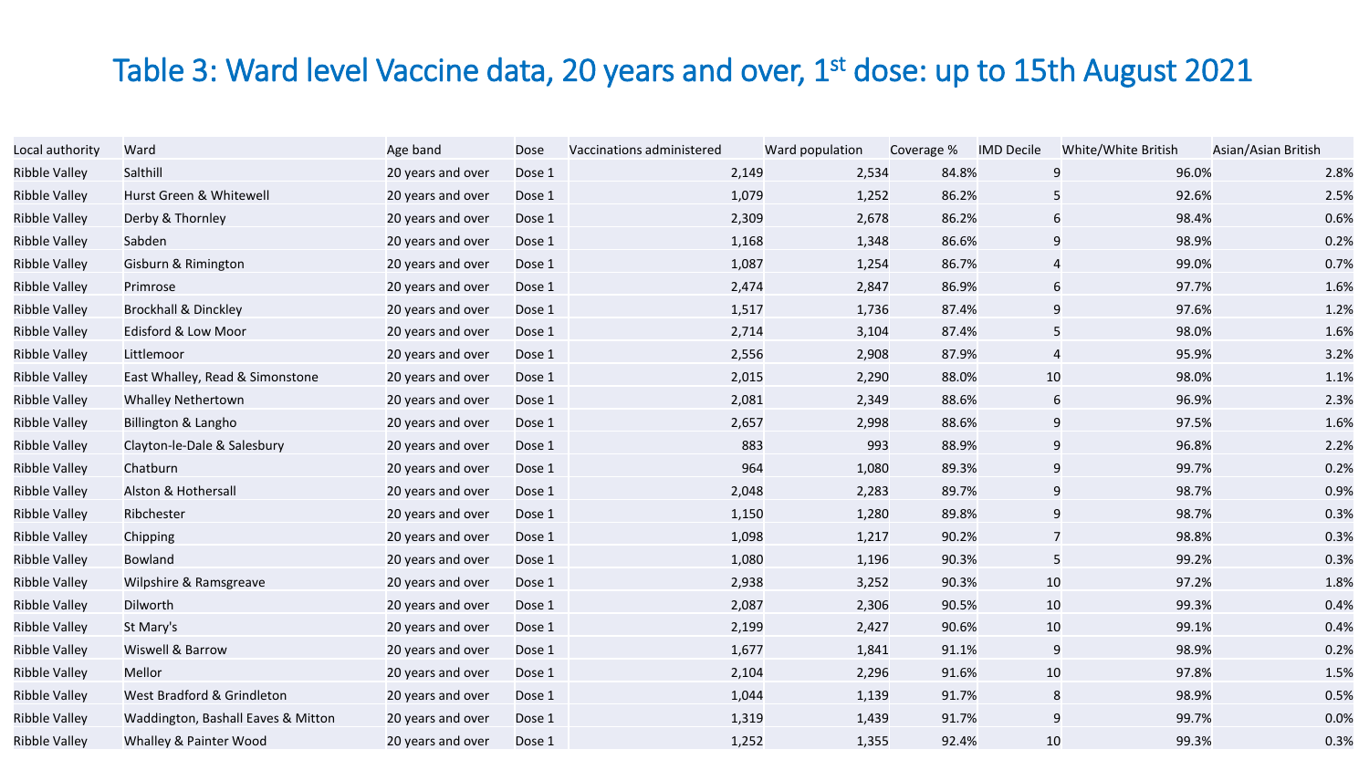# Table 3: Ward level Vaccine data, 20 years and over, 1st dose: up to 15th August 2021

| Local authority | Ward | Age band | Dose | Vaccinations administered | Ward population | Coverage % | IMD Decile | White/White British | Asian/Asian British |
|---|---|---|---|---|---|---|---|---|---|
| Ribble Valley | Salthill | 20 years and over | Dose 1 | 2,149 | 2,534 | 84.8% | 9 | 96.0% | 2.8% |
| Ribble Valley | Hurst Green & Whitewell | 20 years and over | Dose 1 | 1,079 | 1,252 | 86.2% | 5 | 92.6% | 2.5% |
| Ribble Valley | Derby & Thornley | 20 years and over | Dose 1 | 2,309 | 2,678 | 86.2% | 6 | 98.4% | 0.6% |
| Ribble Valley | Sabden | 20 years and over | Dose 1 | 1,168 | 1,348 | 86.6% | 9 | 98.9% | 0.2% |
| Ribble Valley | Gisburn & Rimington | 20 years and over | Dose 1 | 1,087 | 1,254 | 86.7% | 4 | 99.0% | 0.7% |
| Ribble Valley | Primrose | 20 years and over | Dose 1 | 2,474 | 2,847 | 86.9% | 6 | 97.7% | 1.6% |
| Ribble Valley | Brockhall & Dinckley | 20 years and over | Dose 1 | 1,517 | 1,736 | 87.4% | 9 | 97.6% | 1.2% |
| Ribble Valley | Edisford & Low Moor | 20 years and over | Dose 1 | 2,714 | 3,104 | 87.4% | 5 | 98.0% | 1.6% |
| Ribble Valley | Littlemoor | 20 years and over | Dose 1 | 2,556 | 2,908 | 87.9% | 4 | 95.9% | 3.2% |
| Ribble Valley | East Whalley, Read & Simonstone | 20 years and over | Dose 1 | 2,015 | 2,290 | 88.0% | 10 | 98.0% | 1.1% |
| Ribble Valley | Whalley Nethertown | 20 years and over | Dose 1 | 2,081 | 2,349 | 88.6% | 6 | 96.9% | 2.3% |
| Ribble Valley | Billington & Langho | 20 years and over | Dose 1 | 2,657 | 2,998 | 88.6% | 9 | 97.5% | 1.6% |
| Ribble Valley | Clayton-le-Dale & Salesbury | 20 years and over | Dose 1 | 883 | 993 | 88.9% | 9 | 96.8% | 2.2% |
| Ribble Valley | Chatburn | 20 years and over | Dose 1 | 964 | 1,080 | 89.3% | 9 | 99.7% | 0.2% |
| Ribble Valley | Alston & Hothersall | 20 years and over | Dose 1 | 2,048 | 2,283 | 89.7% | 9 | 98.7% | 0.9% |
| Ribble Valley | Ribchester | 20 years and over | Dose 1 | 1,150 | 1,280 | 89.8% | 9 | 98.7% | 0.3% |
| Ribble Valley | Chipping | 20 years and over | Dose 1 | 1,098 | 1,217 | 90.2% | 7 | 98.8% | 0.3% |
| Ribble Valley | Bowland | 20 years and over | Dose 1 | 1,080 | 1,196 | 90.3% | 5 | 99.2% | 0.3% |
| Ribble Valley | Wilpshire & Ramsgreave | 20 years and over | Dose 1 | 2,938 | 3,252 | 90.3% | 10 | 97.2% | 1.8% |
| Ribble Valley | Dilworth | 20 years and over | Dose 1 | 2,087 | 2,306 | 90.5% | 10 | 99.3% | 0.4% |
| Ribble Valley | St Mary's | 20 years and over | Dose 1 | 2,199 | 2,427 | 90.6% | 10 | 99.1% | 0.4% |
| Ribble Valley | Wiswell & Barrow | 20 years and over | Dose 1 | 1,677 | 1,841 | 91.1% | 9 | 98.9% | 0.2% |
| Ribble Valley | Mellor | 20 years and over | Dose 1 | 2,104 | 2,296 | 91.6% | 10 | 97.8% | 1.5% |
| Ribble Valley | West Bradford & Grindleton | 20 years and over | Dose 1 | 1,044 | 1,139 | 91.7% | 8 | 98.9% | 0.5% |
| Ribble Valley | Waddington, Bashall Eaves & Mitton | 20 years and over | Dose 1 | 1,319 | 1,439 | 91.7% | 9 | 99.7% | 0.0% |
| Ribble Valley | Whalley & Painter Wood | 20 years and over | Dose 1 | 1,252 | 1,355 | 92.4% | 10 | 99.3% | 0.3% |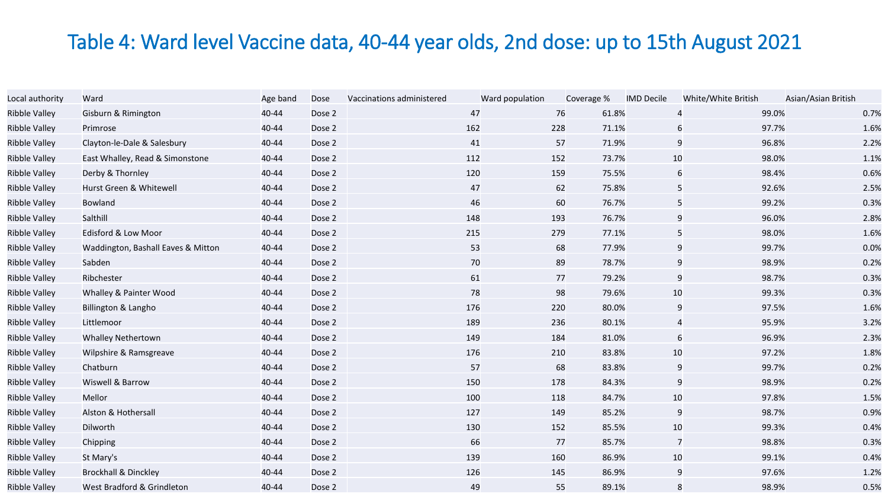# Table 4: Ward level Vaccine data, 40-44 year olds, 2nd dose: up to 15th August 2021

| Local authority | Ward | Age band | Dose | Vaccinations administered | Ward population | Coverage % | IMD Decile | White/White British | Asian/Asian British |
|---|---|---|---|---|---|---|---|---|---|
| Ribble Valley | Gisburn & Rimington | 40-44 | Dose 2 | 47 | 76 | 61.8% | 4 | 99.0% | 0.7% |
| Ribble Valley | Primrose | 40-44 | Dose 2 | 162 | 228 | 71.1% | 6 | 97.7% | 1.6% |
| Ribble Valley | Clayton-le-Dale & Salesbury | 40-44 | Dose 2 | 41 | 57 | 71.9% | 9 | 96.8% | 2.2% |
| Ribble Valley | East Whalley, Read & Simonstone | 40-44 | Dose 2 | 112 | 152 | 73.7% | 10 | 98.0% | 1.1% |
| Ribble Valley | Derby & Thornley | 40-44 | Dose 2 | 120 | 159 | 75.5% | 6 | 98.4% | 0.6% |
| Ribble Valley | Hurst Green & Whitewell | 40-44 | Dose 2 | 47 | 62 | 75.8% | 5 | 92.6% | 2.5% |
| Ribble Valley | Bowland | 40-44 | Dose 2 | 46 | 60 | 76.7% | 5 | 99.2% | 0.3% |
| Ribble Valley | Salthill | 40-44 | Dose 2 | 148 | 193 | 76.7% | 9 | 96.0% | 2.8% |
| Ribble Valley | Edisford & Low Moor | 40-44 | Dose 2 | 215 | 279 | 77.1% | 5 | 98.0% | 1.6% |
| Ribble Valley | Waddington, Bashall Eaves & Mitton | 40-44 | Dose 2 | 53 | 68 | 77.9% | 9 | 99.7% | 0.0% |
| Ribble Valley | Sabden | 40-44 | Dose 2 | 70 | 89 | 78.7% | 9 | 98.9% | 0.2% |
| Ribble Valley | Ribchester | 40-44 | Dose 2 | 61 | 77 | 79.2% | 9 | 98.7% | 0.3% |
| Ribble Valley | Whalley & Painter Wood | 40-44 | Dose 2 | 78 | 98 | 79.6% | 10 | 99.3% | 0.3% |
| Ribble Valley | Billington & Langho | 40-44 | Dose 2 | 176 | 220 | 80.0% | 9 | 97.5% | 1.6% |
| Ribble Valley | Littlemoor | 40-44 | Dose 2 | 189 | 236 | 80.1% | 4 | 95.9% | 3.2% |
| Ribble Valley | Whalley Nethertown | 40-44 | Dose 2 | 149 | 184 | 81.0% | 6 | 96.9% | 2.3% |
| Ribble Valley | Wilpshire & Ramsgreave | 40-44 | Dose 2 | 176 | 210 | 83.8% | 10 | 97.2% | 1.8% |
| Ribble Valley | Chatburn | 40-44 | Dose 2 | 57 | 68 | 83.8% | 9 | 99.7% | 0.2% |
| Ribble Valley | Wiswell & Barrow | 40-44 | Dose 2 | 150 | 178 | 84.3% | 9 | 98.9% | 0.2% |
| Ribble Valley | Mellor | 40-44 | Dose 2 | 100 | 118 | 84.7% | 10 | 97.8% | 1.5% |
| Ribble Valley | Alston & Hothersall | 40-44 | Dose 2 | 127 | 149 | 85.2% | 9 | 98.7% | 0.9% |
| Ribble Valley | Dilworth | 40-44 | Dose 2 | 130 | 152 | 85.5% | 10 | 99.3% | 0.4% |
| Ribble Valley | Chipping | 40-44 | Dose 2 | 66 | 77 | 85.7% | 7 | 98.8% | 0.3% |
| Ribble Valley | St Mary's | 40-44 | Dose 2 | 139 | 160 | 86.9% | 10 | 99.1% | 0.4% |
| Ribble Valley | Brockhall & Dinckley | 40-44 | Dose 2 | 126 | 145 | 86.9% | 9 | 97.6% | 1.2% |
| Ribble Valley | West Bradford & Grindleton | 40-44 | Dose 2 | 49 | 55 | 89.1% | 8 | 98.9% | 0.5% |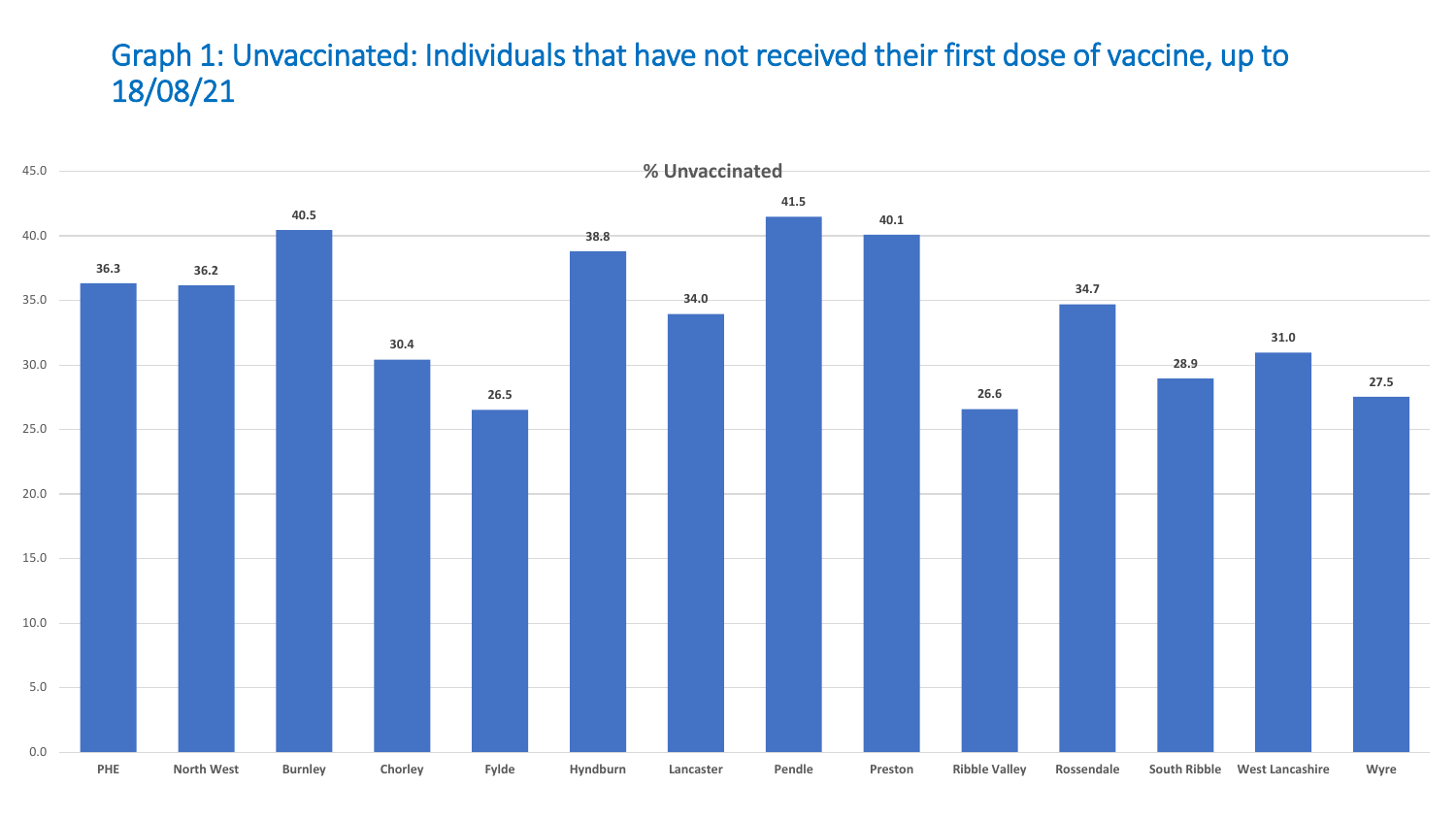# Graph 1: Unvaccinated: Individuals that have not received their first dose of vaccine, up to 18/08/21

**% Unvaccinated**

| Area | % Unvaccinated |
| --- | --- |
| PHE | 36.3 |
| North West | 36.2 |
| Burnley | 40.5 |
| Chorley | 30.4 |
| Fylde | 26.5 |
| Hyndburn | 38.8 |
| Lancaster | 34.0 |
| Pendle | 41.5 |
| Preston | 40.1 |
| Ribble Valley | 26.6 |
| Rossendale | 34.7 |
| South Ribble | 28.9 |
| West Lancashire | 31.0 |
| Wyre | 27.5 |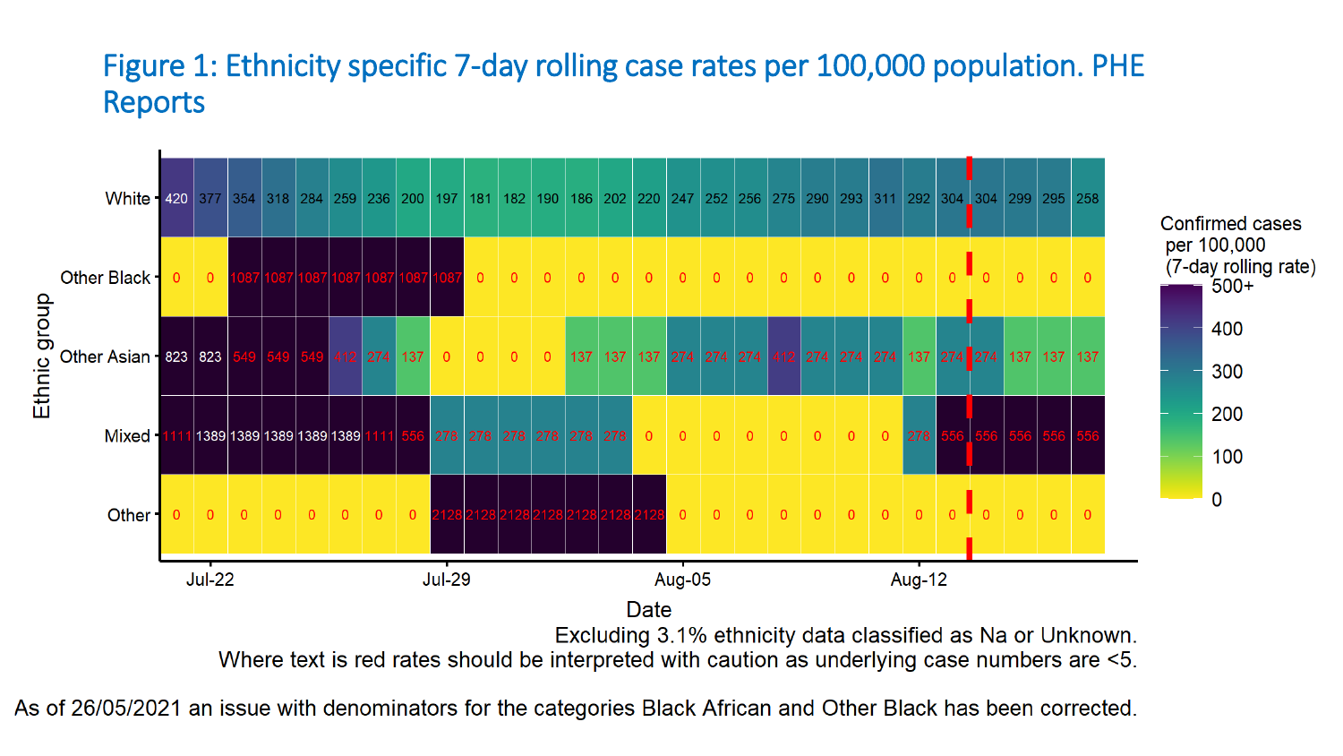## Figure 1: Ethnicity specific 7-day rolling case rates per 100,000 population. PHE Reports

| Ethnic group | Jul-21 | Jul-22 | Jul-23 | Jul-24 | Jul-25 | Jul-26 | Jul-27 | Jul-28 | Jul-29 | Jul-30 | Jul-31 | Aug-01 | Aug-02 | Aug-03 | Aug-04 | Aug-05 | Aug-06 | Aug-07 | Aug-08 | Aug-09 | Aug-10 | Aug-11 | Aug-12 | Aug-13 | Aug-14 | Aug-15 | Aug-16 | Aug-17 |
|---|---|---|---|---|---|---|---|---|---|---|---|---|---|---|---|---|---|---|---|---|---|---|---|---|---|---|---|---|
| White | 420 | 377 | 354 | 318 | 284 | 259 | 236 | 200 | 197 | 181 | 182 | 190 | 186 | 202 | 220 | 247 | 252 | 256 | 275 | 290 | 293 | 311 | 292 | 304 | 304 | 299 | 295 | 258 |
| Other Black | 0 | 0 | 1087 | 1087 | 1087 | 1087 | 1087 | 1087 | 1087 | 0 | 0 | 0 | 0 | 0 | 0 | 0 | 0 | 0 | 0 | 0 | 0 | 0 | 0 | 0 | 0 | 0 | 0 | 0 |
| Other Asian | 823 | 823 | 549 | 549 | 549 | 412 | 274 | 137 | 0 | 0 | 0 | 0 | 137 | 137 | 137 | 274 | 274 | 274 | 412 | 274 | 274 | 274 | 137 | 274 | 274 | 137 | 137 | 137 |
| Mixed | 1111 | 1389 | 1389 | 1389 | 1389 | 1389 | 1111 | 556 | 278 | 278 | 278 | 278 | 278 | 278 | 0 | 0 | 0 | 0 | 0 | 0 | 0 | 0 | 278 | 556 | 556 | 556 | 556 | 556 |
| Other | 0 | 0 | 0 | 0 | 0 | 0 | 0 | 0 | 2128 | 2128 | 2128 | 2128 | 2128 | 2128 | 2128 | 0 | 0 | 0 | 0 | 0 | 0 | 0 | 0 | 0 | 0 | 0 | 0 | 0 |

Legend: Confirmed cases per 100,000 (7-day rolling rate): 0 – 500+

Date (x-axis labels: Jul-22, Jul-29, Aug-05, Aug-12)

Excluding 3.1% ethnicity data classified as Na or Unknown.
Where text is red rates should be interpreted with caution as underlying case numbers are <5.

As of 26/05/2021 an issue with denominators for the categories Black African and Other Black has been corrected.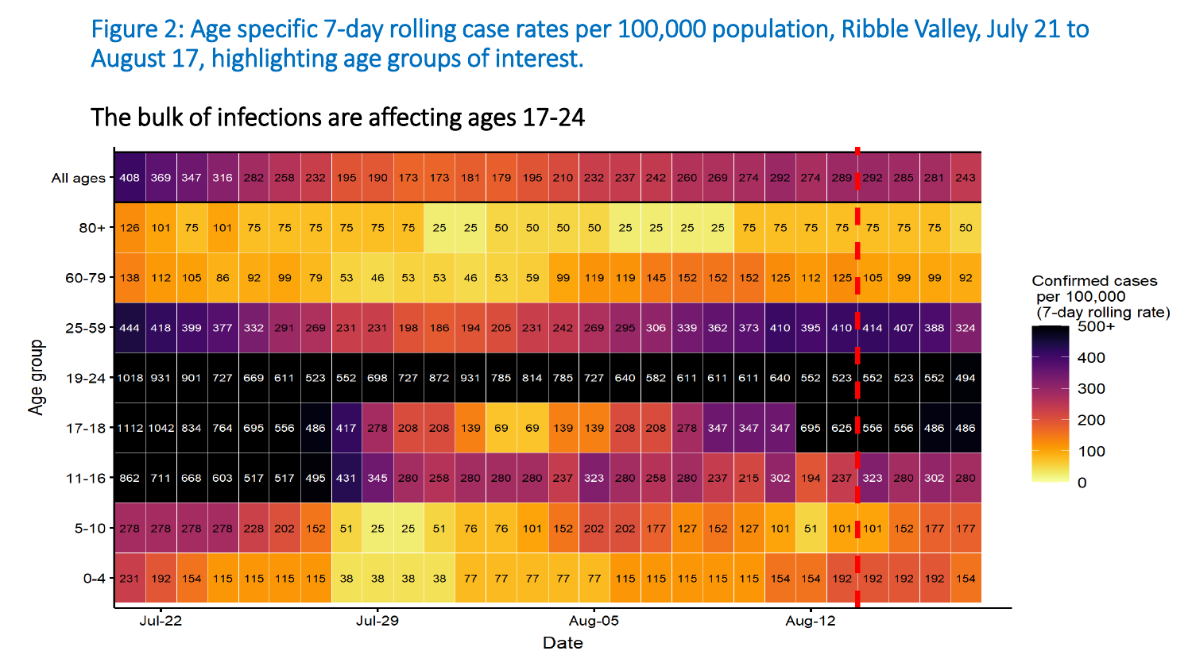Figure 2: Age specific 7-day rolling case rates per 100,000 population, Ribble Valley, July 21 to August 17, highlighting age groups of interest.

## The bulk of infections are affecting ages 17-24

All ages 408 369 347 316 282 258 232 195 190 173 173 181 179 195 210 232 237 242 260 269 274 292 274 289 292 285 281 243

80+ 126 101 75 101 75 75 75 75 75 75 25 25 50 50 50 50 25 25 25 25 75 75 75 75 75 75 75 50

60-79 138 112 105 86 92 99 79 53 46 53 53 46 53 59 99 119 119 145 152 152 152 125 112 125 105 99 99 92

25-59 444 418 399 377 332 291 269 231 231 198 186 194 205 231 242 269 295 306 339 362 373 410 395 410 414 407 388 324

19-24 1018 931 901 727 669 611 523 552 698 727 872 931 785 814 785 727 640 582 611 611 611 640 552 523 552 523 552 494

17-18 1112 1042 834 764 695 556 486 417 278 208 208 139 69 69 139 139 208 208 278 347 347 347 695 625 556 556 486 486

11-16 862 711 668 603 517 517 495 431 345 280 258 280 280 280 237 323 280 258 280 237 215 302 194 237 323 280 302 280

5-10 278 278 278 278 228 202 152 51 25 25 51 76 76 101 152 202 202 177 127 152 127 101 51 101 101 152 177 177

0-4 231 192 154 115 115 115 115 38 38 38 38 77 77 77 77 77 115 115 115 115 115 154 154 192 192 192 192 154

Age group

Jul-22 Jul-29 Aug-05 Aug-12

Date

Confirmed cases per 100,000 (7-day rolling rate)

500+ 400 300 200 100 0